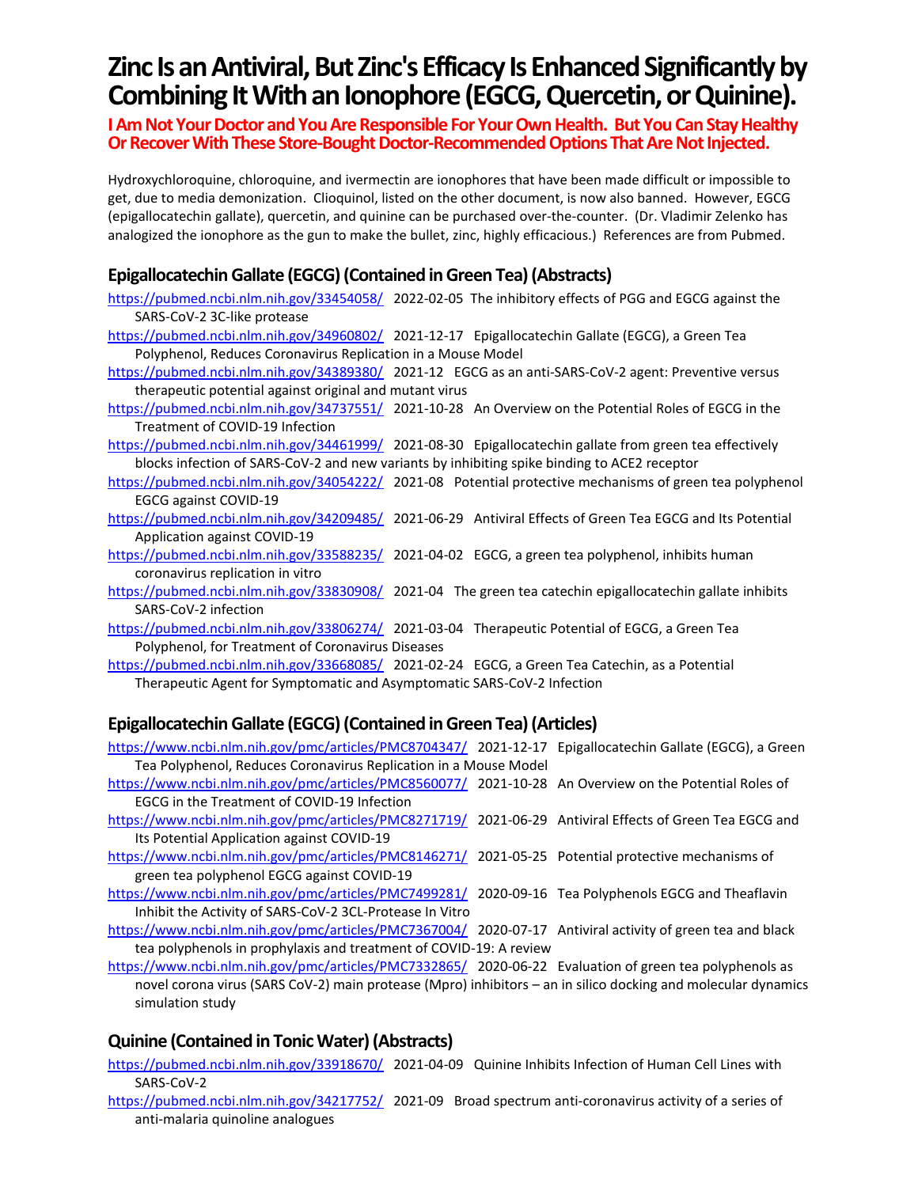# Zinc Is an Antiviral, But Zinc's Efficacy Is Enhanced Significantly by Combining It With an Ionophore (EGCG, Quercetin, or Quinine).

**I Am Not Your Doctor and You Are Responsible For Your Own Health. But You Can Stay Healthy Or Recover With These Store-Bought Doctor-Recommended Options That Are Not Injected.**

Hydroxychloroquine, chloroquine, and ivermectin are ionophores that have been made difficult or impossible to get, due to media demonization. Clioquinol, listed on the other document, is now also banned. However, EGCG (epigallocatechin gallate), quercetin, and quinine can be purchased over-the-counter. (Dr. Vladimir Zelenko has analogized the ionophore as the gun to make the bullet, zinc, highly efficacious.) References are from Pubmed.

## Epigallocatechin Gallate (EGCG) (Contained in Green Tea) (Abstracts)

https://pubmed.ncbi.nlm.nih.gov/33454058/ 2022-02-05 The inhibitory effects of PGG and EGCG against the SARS-CoV-2 3C-like protease

https://pubmed.ncbi.nlm.nih.gov/34960802/ 2021-12-17 Epigallocatechin Gallate (EGCG), a Green Tea Polyphenol, Reduces Coronavirus Replication in a Mouse Model

https://pubmed.ncbi.nlm.nih.gov/34389380/ 2021-12 EGCG as an anti-SARS-CoV-2 agent: Preventive versus therapeutic potential against original and mutant virus

https://pubmed.ncbi.nlm.nih.gov/34737551/ 2021-10-28 An Overview on the Potential Roles of EGCG in the Treatment of COVID-19 Infection

https://pubmed.ncbi.nlm.nih.gov/34461999/ 2021-08-30 Epigallocatechin gallate from green tea effectively blocks infection of SARS-CoV-2 and new variants by inhibiting spike binding to ACE2 receptor

https://pubmed.ncbi.nlm.nih.gov/34054222/ 2021-08 Potential protective mechanisms of green tea polyphenol EGCG against COVID-19

https://pubmed.ncbi.nlm.nih.gov/34209485/ 2021-06-29 Antiviral Effects of Green Tea EGCG and Its Potential Application against COVID-19

https://pubmed.ncbi.nlm.nih.gov/33588235/ 2021-04-02 EGCG, a green tea polyphenol, inhibits human coronavirus replication in vitro

https://pubmed.ncbi.nlm.nih.gov/33830908/ 2021-04 The green tea catechin epigallocatechin gallate inhibits SARS-CoV-2 infection

https://pubmed.ncbi.nlm.nih.gov/33806274/ 2021-03-04 Therapeutic Potential of EGCG, a Green Tea Polyphenol, for Treatment of Coronavirus Diseases

https://pubmed.ncbi.nlm.nih.gov/33668085/ 2021-02-24 EGCG, a Green Tea Catechin, as a Potential Therapeutic Agent for Symptomatic and Asymptomatic SARS-CoV-2 Infection

## Epigallocatechin Gallate (EGCG) (Contained in Green Tea) (Articles)

https://www.ncbi.nlm.nih.gov/pmc/articles/PMC8704347/ 2021-12-17 Epigallocatechin Gallate (EGCG), a Green Tea Polyphenol, Reduces Coronavirus Replication in a Mouse Model

https://www.ncbi.nlm.nih.gov/pmc/articles/PMC8560077/ 2021-10-28 An Overview on the Potential Roles of EGCG in the Treatment of COVID-19 Infection

https://www.ncbi.nlm.nih.gov/pmc/articles/PMC8271719/ 2021-06-29 Antiviral Effects of Green Tea EGCG and Its Potential Application against COVID-19

https://www.ncbi.nlm.nih.gov/pmc/articles/PMC8146271/ 2021-05-25 Potential protective mechanisms of green tea polyphenol EGCG against COVID-19

https://www.ncbi.nlm.nih.gov/pmc/articles/PMC7499281/ 2020-09-16 Tea Polyphenols EGCG and Theaflavin Inhibit the Activity of SARS-CoV-2 3CL-Protease In Vitro

https://www.ncbi.nlm.nih.gov/pmc/articles/PMC7367004/ 2020-07-17 Antiviral activity of green tea and black tea polyphenols in prophylaxis and treatment of COVID-19: A review

https://www.ncbi.nlm.nih.gov/pmc/articles/PMC7332865/ 2020-06-22 Evaluation of green tea polyphenols as novel corona virus (SARS CoV-2) main protease (Mpro) inhibitors – an in silico docking and molecular dynamics simulation study

## Quinine (Contained in Tonic Water) (Abstracts)

https://pubmed.ncbi.nlm.nih.gov/33918670/ 2021-04-09 Quinine Inhibits Infection of Human Cell Lines with SARS-CoV-2

https://pubmed.ncbi.nlm.nih.gov/34217752/ 2021-09 Broad spectrum anti-coronavirus activity of a series of anti-malaria quinoline analogues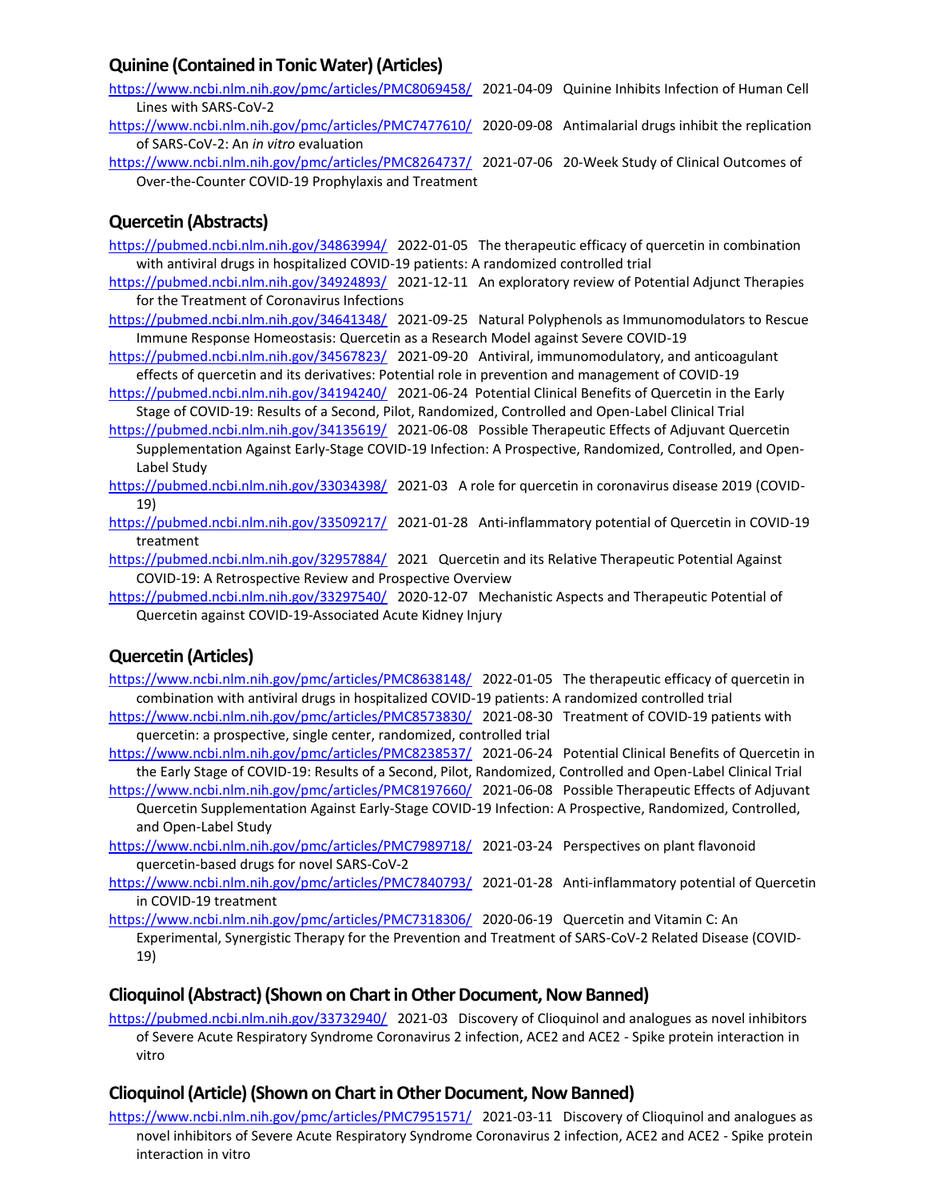### Quinine (Contained in Tonic Water) (Articles)

https://www.ncbi.nlm.nih.gov/pmc/articles/PMC8069458/ 2021-04-09 Quinine Inhibits Infection of Human Cell Lines with SARS-CoV-2

https://www.ncbi.nlm.nih.gov/pmc/articles/PMC7477610/ 2020-09-08 Antimalarial drugs inhibit the replication of SARS-CoV-2: An *in vitro* evaluation

https://www.ncbi.nlm.nih.gov/pmc/articles/PMC8264737/ 2021-07-06 20-Week Study of Clinical Outcomes of Over-the-Counter COVID-19 Prophylaxis and Treatment

### Quercetin (Abstracts)

https://pubmed.ncbi.nlm.nih.gov/34863994/ 2022-01-05 The therapeutic efficacy of quercetin in combination with antiviral drugs in hospitalized COVID-19 patients: A randomized controlled trial

https://pubmed.ncbi.nlm.nih.gov/34924893/ 2021-12-11 An exploratory review of Potential Adjunct Therapies for the Treatment of Coronavirus Infections

https://pubmed.ncbi.nlm.nih.gov/34641348/ 2021-09-25 Natural Polyphenols as Immunomodulators to Rescue Immune Response Homeostasis: Quercetin as a Research Model against Severe COVID-19

https://pubmed.ncbi.nlm.nih.gov/34567823/ 2021-09-20 Antiviral, immunomodulatory, and anticoagulant effects of quercetin and its derivatives: Potential role in prevention and management of COVID-19

https://pubmed.ncbi.nlm.nih.gov/34194240/ 2021-06-24 Potential Clinical Benefits of Quercetin in the Early Stage of COVID-19: Results of a Second, Pilot, Randomized, Controlled and Open-Label Clinical Trial

https://pubmed.ncbi.nlm.nih.gov/34135619/ 2021-06-08 Possible Therapeutic Effects of Adjuvant Quercetin Supplementation Against Early-Stage COVID-19 Infection: A Prospective, Randomized, Controlled, and Open-Label Study

https://pubmed.ncbi.nlm.nih.gov/33034398/ 2021-03 A role for quercetin in coronavirus disease 2019 (COVID-19)

https://pubmed.ncbi.nlm.nih.gov/33509217/ 2021-01-28 Anti-inflammatory potential of Quercetin in COVID-19 treatment

https://pubmed.ncbi.nlm.nih.gov/32957884/ 2021 Quercetin and its Relative Therapeutic Potential Against COVID-19: A Retrospective Review and Prospective Overview

https://pubmed.ncbi.nlm.nih.gov/33297540/ 2020-12-07 Mechanistic Aspects and Therapeutic Potential of Quercetin against COVID-19-Associated Acute Kidney Injury

### Quercetin (Articles)

https://www.ncbi.nlm.nih.gov/pmc/articles/PMC8638148/ 2022-01-05 The therapeutic efficacy of quercetin in combination with antiviral drugs in hospitalized COVID-19 patients: A randomized controlled trial

https://www.ncbi.nlm.nih.gov/pmc/articles/PMC8573830/ 2021-08-30 Treatment of COVID-19 patients with quercetin: a prospective, single center, randomized, controlled trial

https://www.ncbi.nlm.nih.gov/pmc/articles/PMC8238537/ 2021-06-24 Potential Clinical Benefits of Quercetin in the Early Stage of COVID-19: Results of a Second, Pilot, Randomized, Controlled and Open-Label Clinical Trial

https://www.ncbi.nlm.nih.gov/pmc/articles/PMC8197660/ 2021-06-08 Possible Therapeutic Effects of Adjuvant Quercetin Supplementation Against Early-Stage COVID-19 Infection: A Prospective, Randomized, Controlled, and Open-Label Study

https://www.ncbi.nlm.nih.gov/pmc/articles/PMC7989718/ 2021-03-24 Perspectives on plant flavonoid quercetin-based drugs for novel SARS-CoV-2

https://www.ncbi.nlm.nih.gov/pmc/articles/PMC7840793/ 2021-01-28 Anti-inflammatory potential of Quercetin in COVID-19 treatment

https://www.ncbi.nlm.nih.gov/pmc/articles/PMC7318306/ 2020-06-19 Quercetin and Vitamin C: An Experimental, Synergistic Therapy for the Prevention and Treatment of SARS-CoV-2 Related Disease (COVID-19)

### Clioquinol (Abstract) (Shown on Chart in Other Document, Now Banned)

https://pubmed.ncbi.nlm.nih.gov/33732940/ 2021-03 Discovery of Clioquinol and analogues as novel inhibitors of Severe Acute Respiratory Syndrome Coronavirus 2 infection, ACE2 and ACE2 - Spike protein interaction in vitro

### Clioquinol (Article) (Shown on Chart in Other Document, Now Banned)

https://www.ncbi.nlm.nih.gov/pmc/articles/PMC7951571/ 2021-03-11 Discovery of Clioquinol and analogues as novel inhibitors of Severe Acute Respiratory Syndrome Coronavirus 2 infection, ACE2 and ACE2 - Spike protein interaction in vitro